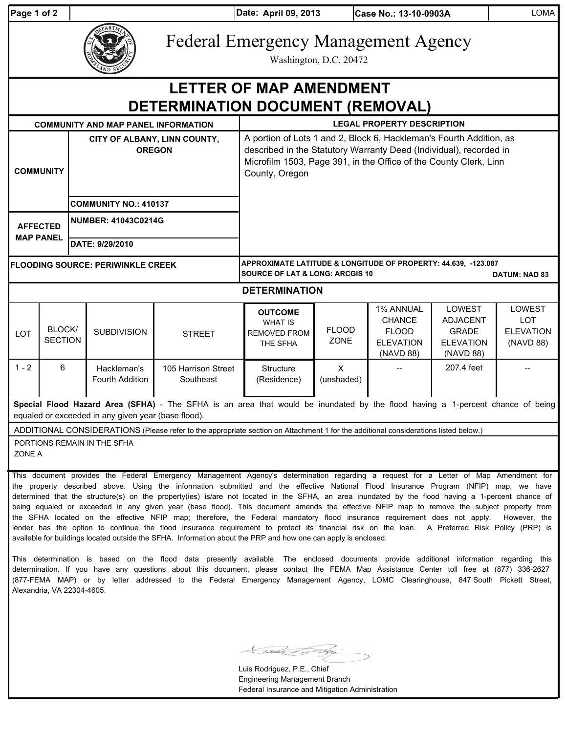Date: April 09, 2013 | Case No.: 13-10-0903A | LOMA

# Federal Emergency Management Agency

Washington, D.C. 20472

# LETTER OF MAP AMENDMENT DETERMINATION DOCUMENT (REMOVAL)

| COMMUNITY AND MAP PANEL INFORMATION | | LEGAL PROPERTY DESCRIPTION |
|---|---|---|
| COMMUNITY | CITY OF ALBANY, LINN COUNTY, OREGON | A portion of Lots 1 and 2, Block 6, Hackleman's Fourth Addition, as described in the Statutory Warranty Deed (Individual), recorded in Microfilm 1503, Page 391, in the Office of the County Clerk, Linn County, Oregon |
| | COMMUNITY NO.: 410137 | |
| AFFECTED MAP PANEL | NUMBER: 41043C0214G | |
| | DATE: 9/29/2010 | |
| FLOODING SOURCE: PERIWINKLE CREEK | | APPROXIMATE LATITUDE & LONGITUDE OF PROPERTY: 44.639, -123.087<br>SOURCE OF LAT & LONG: ARCGIS 10 DATUM: NAD 83 |

## DETERMINATION

| LOT | BLOCK/ SECTION | SUBDIVISION | STREET | OUTCOME WHAT IS REMOVED FROM THE SFHA | FLOOD ZONE | 1% ANNUAL CHANCE FLOOD ELEVATION (NAVD 88) | LOWEST ADJACENT GRADE ELEVATION (NAVD 88) | LOWEST LOT ELEVATION (NAVD 88) |
|---|---|---|---|---|---|---|---|---|
| 1 - 2 | 6 | Hackleman's Fourth Addition | 105 Harrison Street Southeast | Structure (Residence) | X (unshaded) | -- | 207.4 feet | -- |

**Special Flood Hazard Area (SFHA)** - The SFHA is an area that would be inundated by the flood having a 1-percent chance of being equaled or exceeded in any given year (base flood).

ADDITIONAL CONSIDERATIONS (Please refer to the appropriate section on Attachment 1 for the additional considerations listed below.)

PORTIONS REMAIN IN THE SFHA
ZONE A

This document provides the Federal Emergency Management Agency's determination regarding a request for a Letter of Map Amendment for the property described above. Using the information submitted and the effective National Flood Insurance Program (NFIP) map, we have determined that the structure(s) on the property(ies) is/are not located in the SFHA, an area inundated by the flood having a 1-percent chance of being equaled or exceeded in any given year (base flood). This document amends the effective NFIP map to remove the subject property from the SFHA located on the effective NFIP map; therefore, the Federal mandatory flood insurance requirement does not apply. However, the lender has the option to continue the flood insurance requirement to protect its financial risk on the loan. A Preferred Risk Policy (PRP) is available for buildings located outside the SFHA. Information about the PRP and how one can apply is enclosed.

This determination is based on the flood data presently available. The enclosed documents provide additional information regarding this determination. If you have any questions about this document, please contact the FEMA Map Assistance Center toll free at (877) 336-2627 (877-FEMA MAP) or by letter addressed to the Federal Emergency Management Agency, LOMC Clearinghouse, 847 South Pickett Street, Alexandria, VA 22304-4605.

Luis Rodriguez, P.E., Chief
Engineering Management Branch
Federal Insurance and Mitigation Administration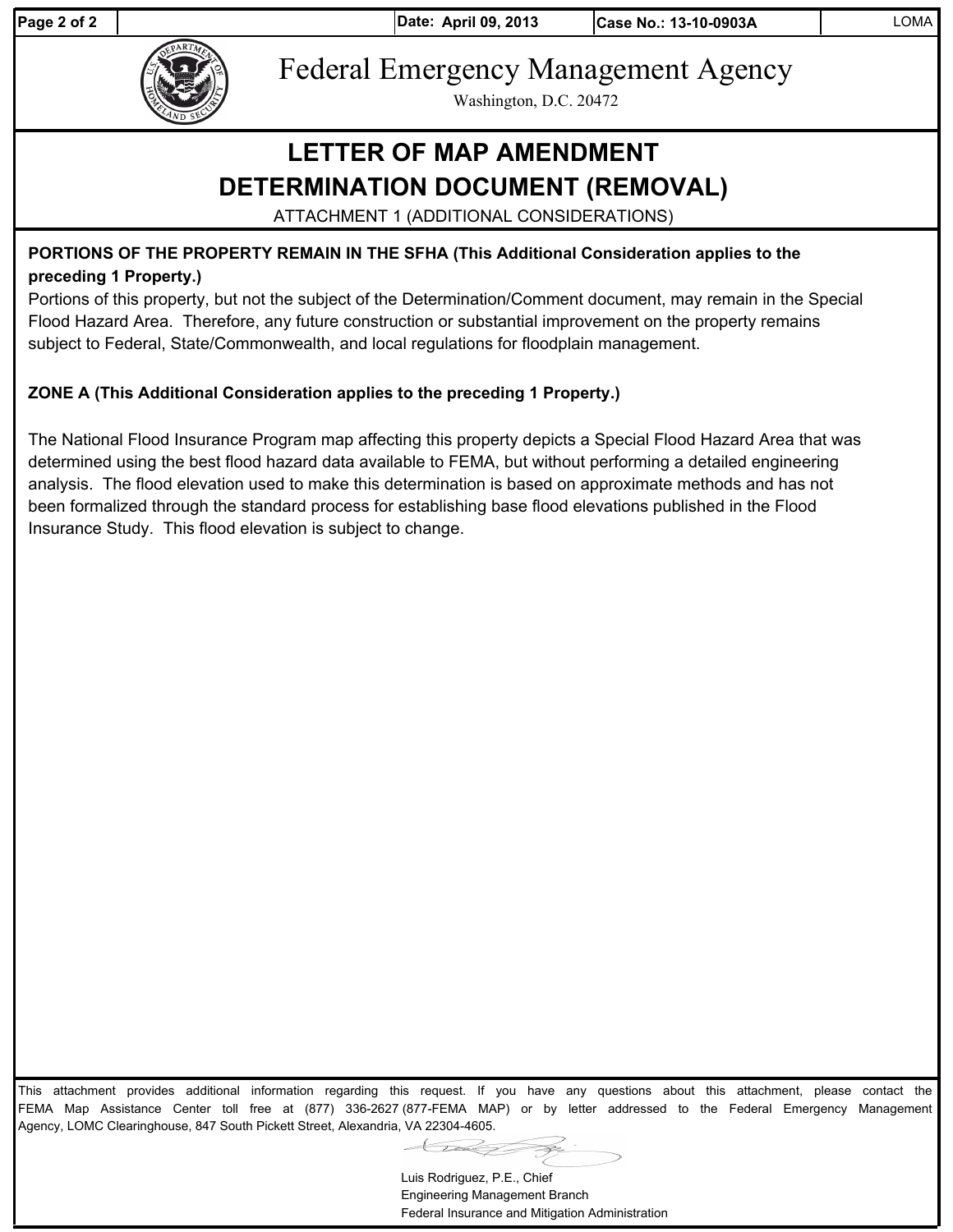Date: April 09, 2013 | Case No.: 13-10-0903A | LOMA

# Federal Emergency Management Agency

Washington, D.C. 20472

## LETTER OF MAP AMENDMENT DETERMINATION DOCUMENT (REMOVAL)

ATTACHMENT 1 (ADDITIONAL CONSIDERATIONS)

**PORTIONS OF THE PROPERTY REMAIN IN THE SFHA (This Additional Consideration applies to the preceding 1 Property.)**

Portions of this property, but not the subject of the Determination/Comment document, may remain in the Special Flood Hazard Area. Therefore, any future construction or substantial improvement on the property remains subject to Federal, State/Commonwealth, and local regulations for floodplain management.

**ZONE A (This Additional Consideration applies to the preceding 1 Property.)**

The National Flood Insurance Program map affecting this property depicts a Special Flood Hazard Area that was determined using the best flood hazard data available to FEMA, but without performing a detailed engineering analysis. The flood elevation used to make this determination is based on approximate methods and has not been formalized through the standard process for establishing base flood elevations published in the Flood Insurance Study. This flood elevation is subject to change.

This attachment provides additional information regarding this request. If you have any questions about this attachment, please contact the FEMA Map Assistance Center toll free at (877) 336-2627 (877-FEMA MAP) or by letter addressed to the Federal Emergency Management Agency, LOMC Clearinghouse, 847 South Pickett Street, Alexandria, VA 22304-4605.

Luis Rodriguez, P.E., Chief
Engineering Management Branch
Federal Insurance and Mitigation Administration